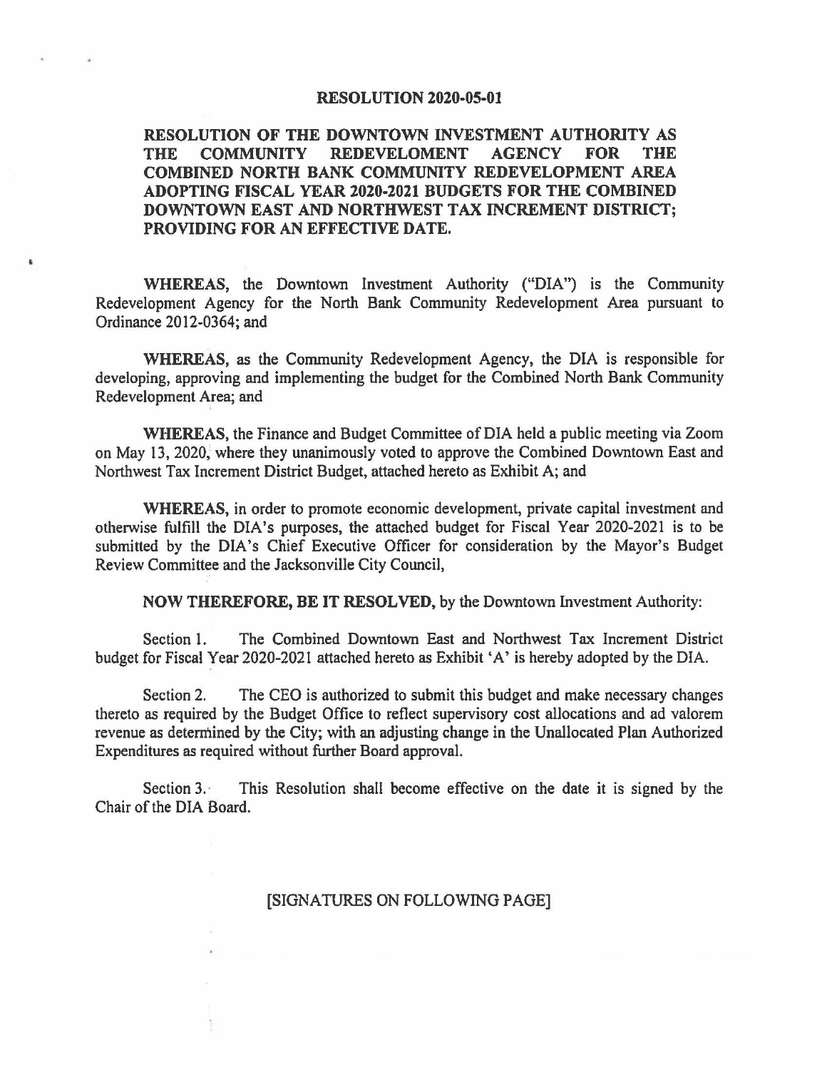# RESOLUTION 2020-05-01

**RESOLUTION OF THE DOWNTOWN INVESTMENT AUTHORITY AS THE COMMUNITY REDEVELOMENT AGENCY FOR THE COMBINED NORTH BANK COMMUNITY REDEVELOPMENT AREA ADOPTING FISCAL YEAR 2020-2021 BUDGETS FOR THE COMBINED DOWNTOWN EAST AND NORTHWEST TAX INCREMENT DISTRICT; PROVIDING FOR AN EFFECTIVE DATE.**

**WHEREAS,** the Downtown Investment Authority ("DIA") is the Community Redevelopment Agency for the North Bank Community Redevelopment Area pursuant to Ordinance 2012-0364; and

**WHEREAS,** as the Community Redevelopment Agency, the DIA is responsible for developing, approving and implementing the budget for the Combined North Bank Community Redevelopment Area; and

**WHEREAS,** the Finance and Budget Committee of DIA held a public meeting via Zoom on May 13, 2020, where they unanimously voted to approve the Combined Downtown East and Northwest Tax Increment District Budget, attached hereto as Exhibit A; and

**WHEREAS,** in order to promote economic development, private capital investment and otherwise fulfill the DIA's purposes, the attached budget for Fiscal Year 2020-2021 is to be submitted by the DIA's Chief Executive Officer for consideration by the Mayor's Budget Review Committee and the Jacksonville City Council,

**NOW THEREFORE, BE IT RESOLVED,** by the Downtown Investment Authority:

Section 1. The Combined Downtown East and Northwest Tax Increment District budget for Fiscal Year 2020-2021 attached hereto as Exhibit 'A' is hereby adopted by the DIA.

Section 2. The CEO is authorized to submit this budget and make necessary changes thereto as required by the Budget Office to reflect supervisory cost allocations and ad valorem revenue as determined by the City; with an adjusting change in the Unallocated Plan Authorized Expenditures as required without further Board approval.

Section 3. This Resolution shall become effective on the date it is signed by the Chair of the DIA Board.

[SIGNATURES ON FOLLOWING PAGE]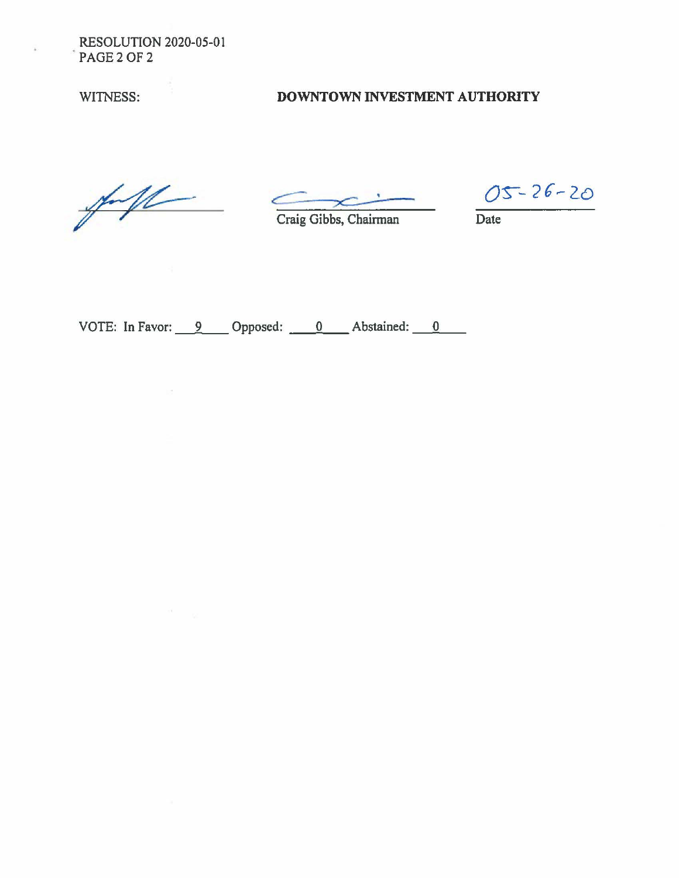WITNESS: **DOWNTOWN INVESTMENT AUTHORITY**

Craig Gibbs, Chairman

05-26-20

Date

VOTE: In Favor: 9 Opposed: 0 Abstained: 0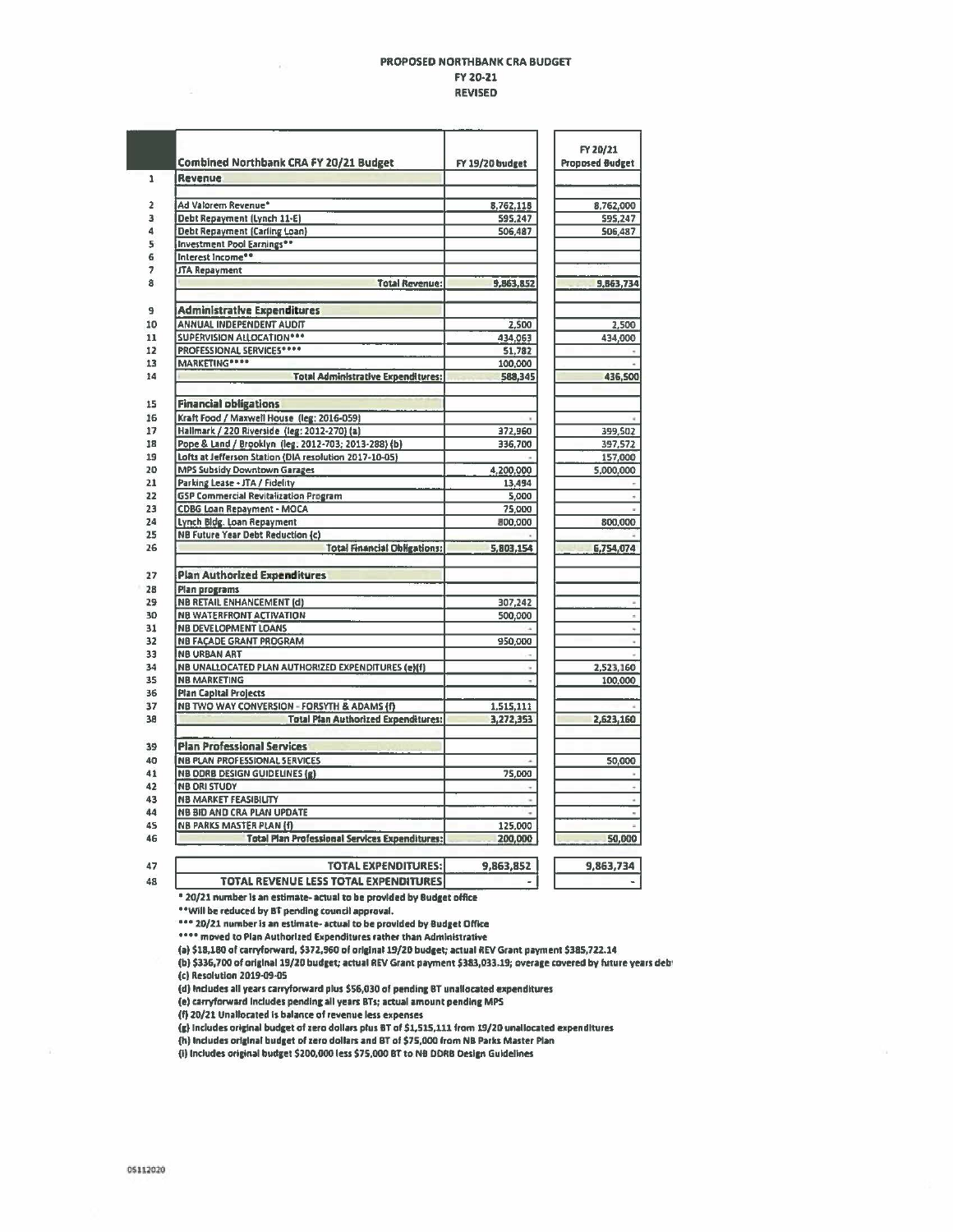# PROPOSED NORTHBANK CRA BUDGET
## FY 20-21
## REVISED

| | Combined Northbank CRA FY 20/21 Budget | FY 19/20 budget | FY 20/21 Proposed Budget |
|---|---|---|---|
| 1 | **Revenue** | | |
| 2 | Ad Valorem Revenue* | 8,762,118 | 8,762,000 |
| 3 | Debt Repayment (Lynch 11-E) | 595,247 | 595,247 |
| 4 | Debt Repayment (Carling Loan) | 506,487 | 506,487 |
| 5 | Investment Pool Earnings** | | |
| 6 | Interest Income** | | |
| 7 | JTA Repayment | | |
| 8 | Total Revenue: | 9,863,852 | 9,863,734 |
| 9 | **Administrative Expenditures** | | |
| 10 | ANNUAL INDEPENDENT AUDIT | 2,500 | 2,500 |
| 11 | SUPERVISION ALLOCATION*** | 434,063 | 434,000 |
| 12 | PROFESSIONAL SERVICES**** | 51,782 | - |
| 13 | MARKETING**** | 100,000 | - |
| 14 | Total Administrative Expenditures: | 588,345 | 436,500 |
| 15 | **Financial obligations** | | |
| 16 | Kraft Food / Maxwell House (leg: 2016-059) | - | - |
| 17 | Hallmark / 220 Riverside (leg: 2012-270) (a) | 372,960 | 399,502 |
| 18 | Pope & Land / Brooklyn (leg. 2012-703; 2013-288) (b) | 336,700 | 397,572 |
| 19 | Lofts at Jefferson Station (DIA resolution 2017-10-05) | - | 157,000 |
| 20 | MPS Subsidy Downtown Garages | 4,200,000 | 5,000,000 |
| 21 | Parking Lease - JTA / Fidelity | 13,494 | - |
| 22 | GSP Commercial Revitalization Program | 5,000 | - |
| 23 | CDBG Loan Repayment - MOCA | 75,000 | - |
| 24 | Lynch Bldg. Loan Repayment | 800,000 | 800,000 |
| 25 | NB Future Year Debt Reduction (c) | - | - |
| 26 | Total Financial Obligations: | 5,803,154 | 6,754,074 |
| 27 | **Plan Authorized Expenditures** | | |
| 28 | Plan programs | | |
| 29 | NB RETAIL ENHANCEMENT (d) | 307,242 | - |
| 30 | NB WATERFRONT ACTIVATION | 500,000 | - |
| 31 | NB DEVELOPMENT LOANS | - | - |
| 32 | NB FAÇADE GRANT PROGRAM | 950,000 | - |
| 33 | NB URBAN ART | - | - |
| 34 | NB UNALLOCATED PLAN AUTHORIZED EXPENDITURES (e)(f) | - | 2,523,160 |
| 35 | NB MARKETING | - | 100,000 |
| 36 | Plan Capital Projects | | |
| 37 | NB TWO WAY CONVERSION - FORSYTH & ADAMS (f) | 1,515,111 | - |
| 38 | Total Plan Authorized Expenditures: | 3,272,353 | 2,623,160 |
| 39 | **Plan Professional Services** | | |
| 40 | NB PLAN PROFESSIONAL SERVICES | - | 50,000 |
| 41 | NB DDRB DESIGN GUIDELINES (g) | 75,000 | - |
| 42 | NB DRI STUDY | - | - |
| 43 | NB MARKET FEASIBILITY | - | - |
| 44 | NB BID AND CRA PLAN UPDATE | - | - |
| 45 | NB PARKS MASTER PLAN (f) | 125,000 | - |
| 46 | Total Plan Professional Services Expenditures: | 200,000 | 50,000 |
| 47 | TOTAL EXPENDITURES: | 9,863,852 | 9,863,734 |
| 48 | TOTAL REVENUE LESS TOTAL EXPENDITURES | - | - |

\* 20/21 number is an estimate- actual to be provided by Budget office

** Will be reduced by BT pending council approval.

*** 20/21 number is an estimate- actual to be provided by Budget Office

**** moved to Plan Authorized Expenditures rather than Administrative

(a) $18,180 of carryforward, $372,960 of original 19/20 budget; actual REV Grant payment $385,722.14

(b) $336,700 of original 19/20 budget; actual REV Grant payment $383,033.19; overage covered by future years deb

(c) Resolution 2019-09-05

(d) Includes all years carryforward plus $56,030 of pending BT unallocated expenditures

(e) carryforward includes pending all years BTs; actual amount pending MPS

(f) 20/21 Unallocated is balance of revenue less expenses

(g) Includes original budget of zero dollars plus BT of $1,515,111 from 19/20 unallocated expenditures

(h) Includes original budget of zero dollars and BT of $75,000 from NB Parks Master Plan

(i) Includes original budget $200,000 less $75,000 BT to NB DDRB Design Guidelines

05112020